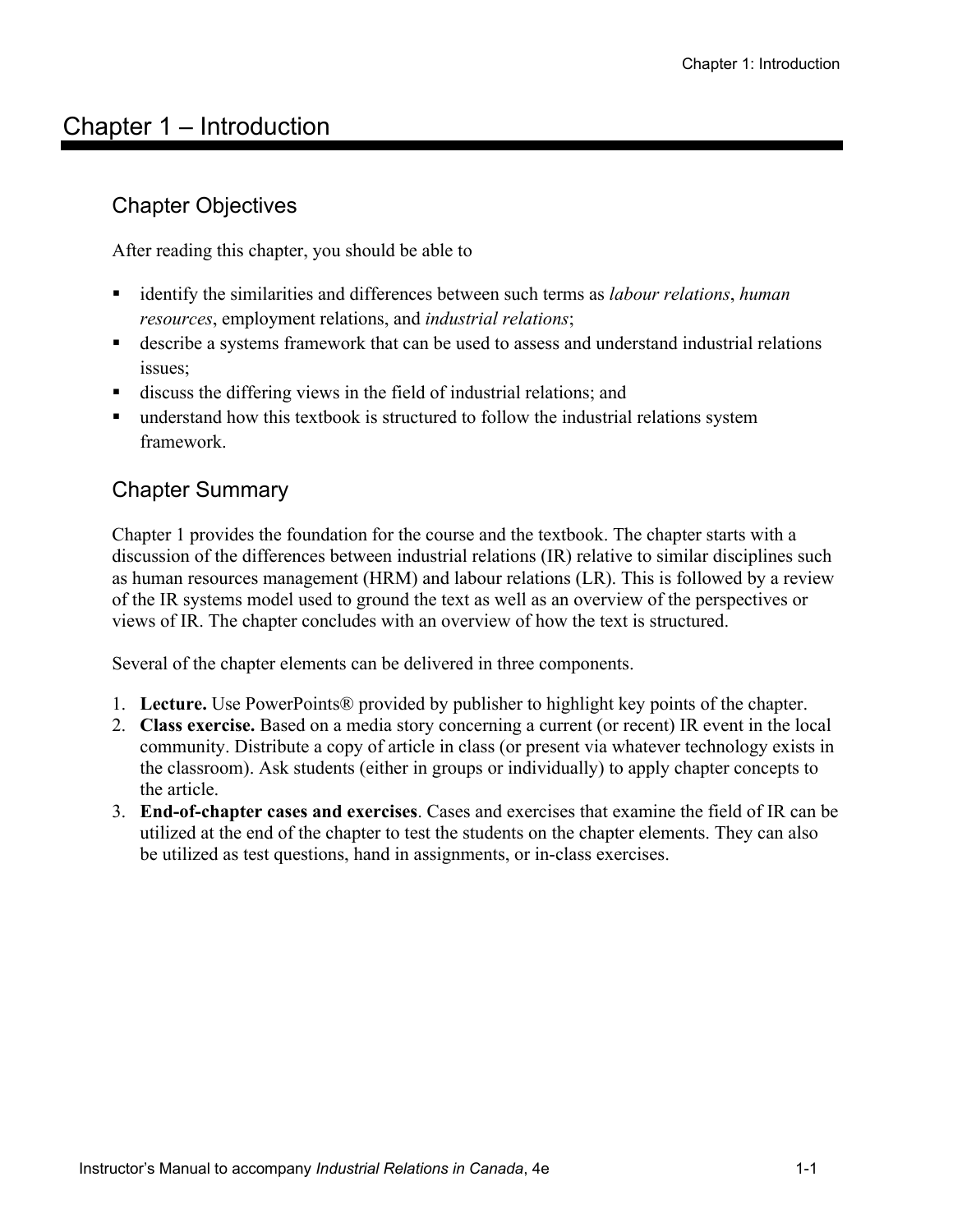# Chapter 1 – Introduction

## Chapter Objectives

After reading this chapter, you should be able to

- identify the similarities and differences between such terms as *labour relations*, *human resources*, employment relations, and *industrial relations*;
- describe a systems framework that can be used to assess and understand industrial relations issues;
- discuss the differing views in the field of industrial relations; and
- understand how this textbook is structured to follow the industrial relations system framework.

## Chapter Summary

Chapter 1 provides the foundation for the course and the textbook. The chapter starts with a discussion of the differences between industrial relations (IR) relative to similar disciplines such as human resources management (HRM) and labour relations (LR). This is followed by a review of the IR systems model used to ground the text as well as an overview of the perspectives or views of IR. The chapter concludes with an overview of how the text is structured.

Several of the chapter elements can be delivered in three components.

1. **Lecture.** Use PowerPoints® provided by publisher to highlight key points of the chapter.
2. **Class exercise.** Based on a media story concerning a current (or recent) IR event in the local community. Distribute a copy of article in class (or present via whatever technology exists in the classroom). Ask students (either in groups or individually) to apply chapter concepts to the article.
3. **End-of-chapter cases and exercises**. Cases and exercises that examine the field of IR can be utilized at the end of the chapter to test the students on the chapter elements. They can also be utilized as test questions, hand in assignments, or in-class exercises.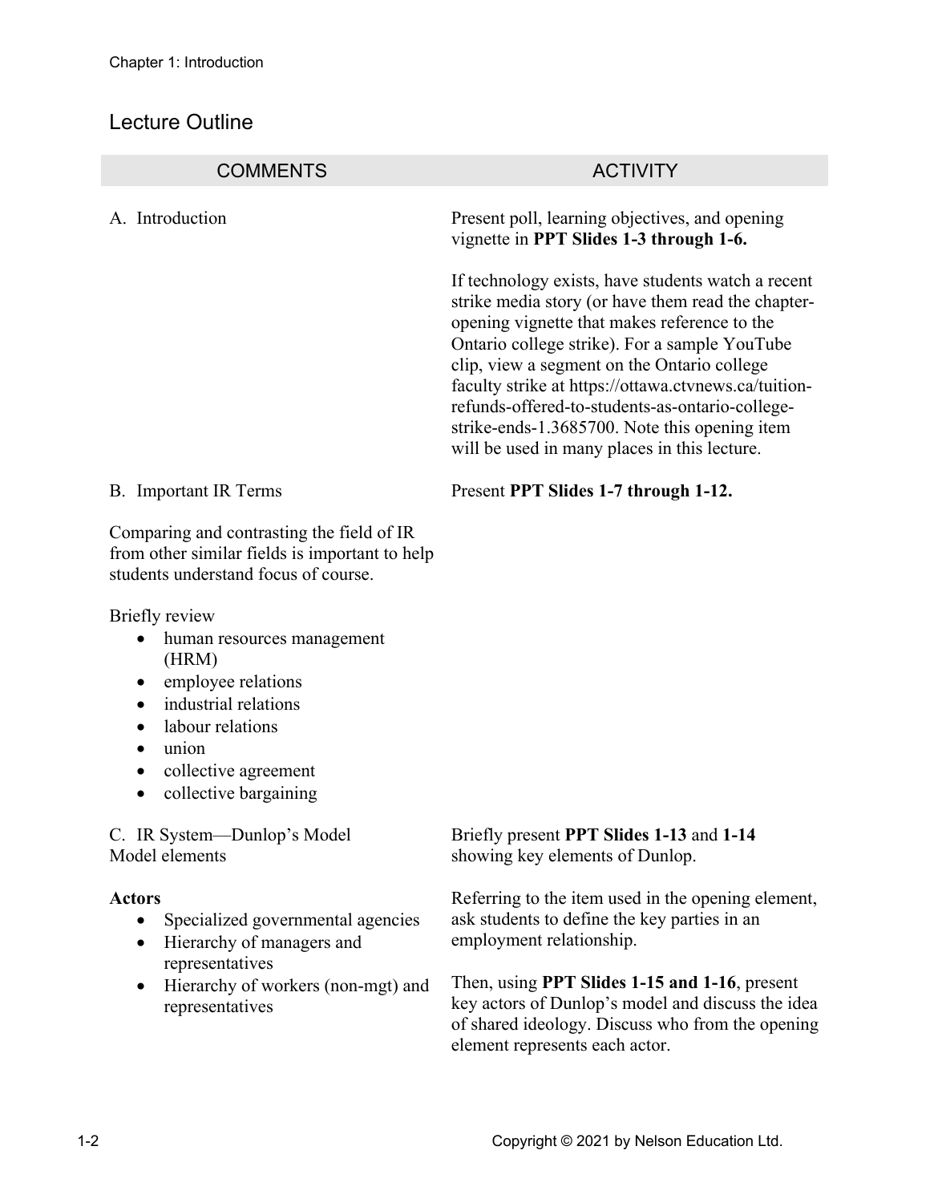## Lecture Outline

| COMMENTS | ACTIVITY |
|---|---|
| A. Introduction | Present poll, learning objectives, and opening vignette in **PPT Slides 1-3 through 1-6.**<br><br>If technology exists, have students watch a recent strike media story (or have them read the chapter-opening vignette that makes reference to the Ontario college strike). For a sample YouTube clip, view a segment on the Ontario college faculty strike at https://ottawa.ctvnews.ca/tuition-refunds-offered-to-students-as-ontario-college-strike-ends-1.3685700. Note this opening item will be used in many places in this lecture. |
| B. Important IR Terms<br><br>Comparing and contrasting the field of IR from other similar fields is important to help students understand focus of course.<br><br>Briefly review<br>• human resources management (HRM)<br>• employee relations<br>• industrial relations<br>• labour relations<br>• union<br>• collective agreement<br>• collective bargaining | Present **PPT Slides 1-7 through 1-12.** |
| C. IR System—Dunlop's Model<br>Model elements<br><br>**Actors**<br>• Specialized governmental agencies<br>• Hierarchy of managers and representatives<br>• Hierarchy of workers (non-mgt) and representatives | Briefly present **PPT Slides 1-13** and **1-14** showing key elements of Dunlop.<br><br>Referring to the item used in the opening element, ask students to define the key parties in an employment relationship.<br><br>Then, using **PPT Slides 1-15 and 1-16**, present key actors of Dunlop's model and discuss the idea of shared ideology. Discuss who from the opening element represents each actor. |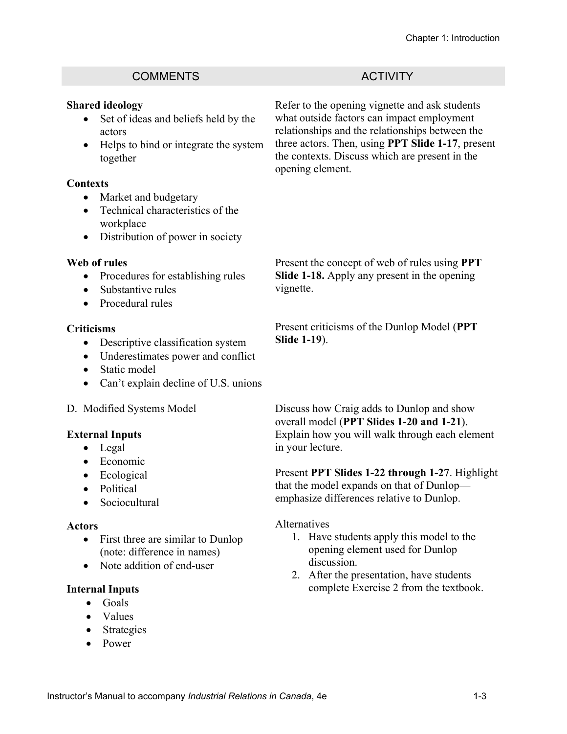| COMMENTS | ACTIVITY |
|---|---|
| **Shared ideology**<br>• Set of ideas and beliefs held by the actors<br>• Helps to bind or integrate the system together<br><br>**Contexts**<br>• Market and budgetary<br>• Technical characteristics of the workplace<br>• Distribution of power in society | Refer to the opening vignette and ask students what outside factors can impact employment relationships and the relationships between the three actors. Then, using **PPT Slide 1-17**, present the contexts. Discuss which are present in the opening element. |
| **Web of rules**<br>• Procedures for establishing rules<br>• Substantive rules<br>• Procedural rules | Present the concept of web of rules using **PPT Slide 1-18.** Apply any present in the opening vignette. |
| **Criticisms**<br>• Descriptive classification system<br>• Underestimates power and conflict<br>• Static model<br>• Can't explain decline of U.S. unions | Present criticisms of the Dunlop Model (**PPT Slide 1-19**). |
| D. Modified Systems Model<br><br>**External Inputs**<br>• Legal<br>• Economic<br>• Ecological<br>• Political<br>• Sociocultural<br><br>**Actors**<br>• First three are similar to Dunlop (note: difference in names)<br>• Note addition of end-user<br><br>**Internal Inputs**<br>• Goals<br>• Values<br>• Strategies<br>• Power | Discuss how Craig adds to Dunlop and show overall model (**PPT Slides 1-20 and 1-21**). Explain how you will walk through each element in your lecture.<br><br>Present **PPT Slides 1-22 through 1-27**. Highlight that the model expands on that of Dunlop—emphasize differences relative to Dunlop.<br><br>Alternatives<br>1. Have students apply this model to the opening element used for Dunlop discussion.<br>2. After the presentation, have students complete Exercise 2 from the textbook. |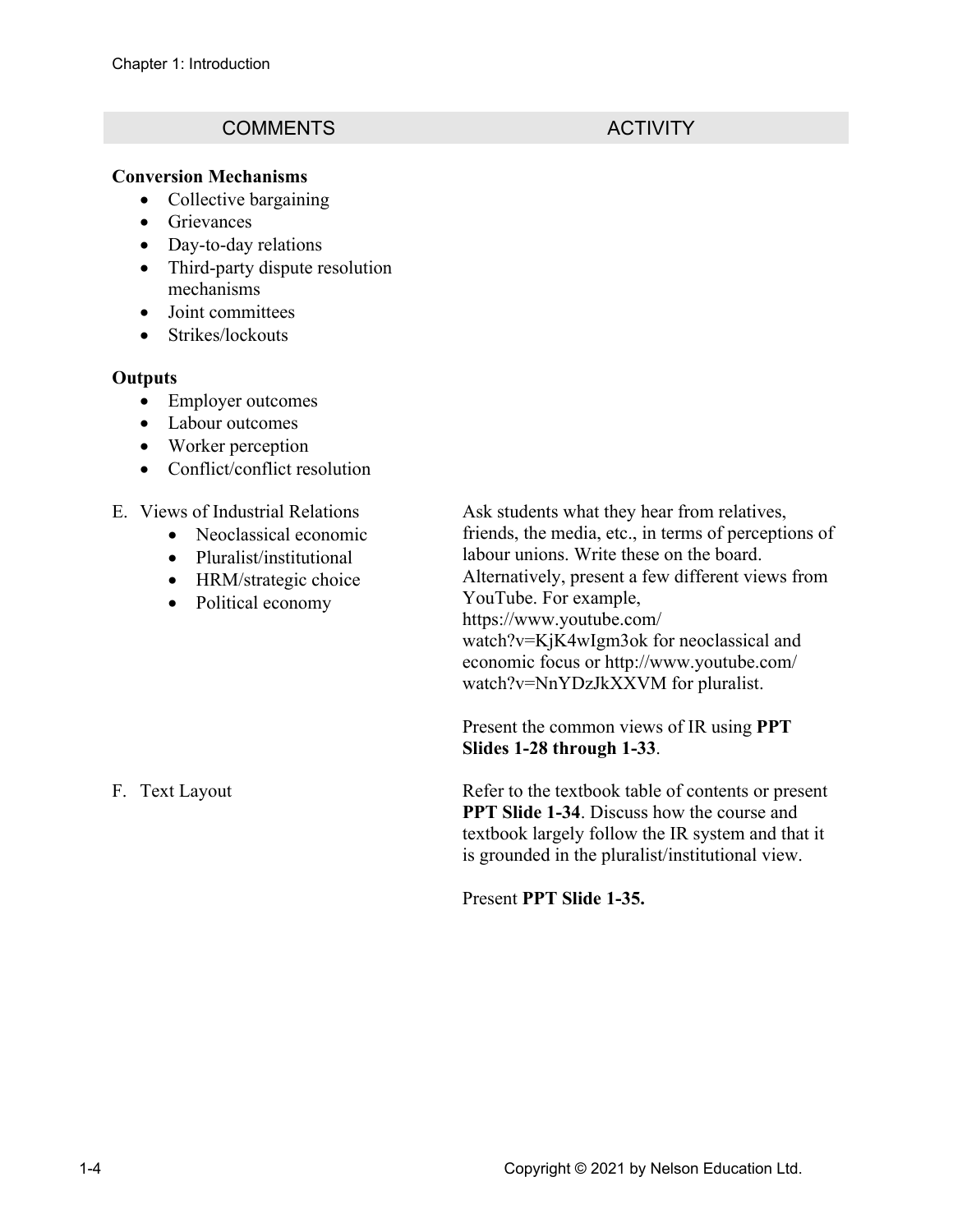| COMMENTS | ACTIVITY |
|---|---|

**Conversion Mechanisms**

- Collective bargaining
- Grievances
- Day-to-day relations
- Third-party dispute resolution mechanisms
- Joint committees
- Strikes/lockouts

**Outputs**

- Employer outcomes
- Labour outcomes
- Worker perception
- Conflict/conflict resolution

E. Views of Industrial Relations

- Neoclassical economic
- Pluralist/institutional
- HRM/strategic choice
- Political economy

Ask students what they hear from relatives, friends, the media, etc., in terms of perceptions of labour unions. Write these on the board. Alternatively, present a few different views from YouTube. For example, https://www.youtube.com/watch?v=KjK4wIgm3ok for neoclassical and economic focus or http://www.youtube.com/watch?v=NnYDzJkXXVM for pluralist.

Present the common views of IR using **PPT Slides 1-28 through 1-33**.

F. Text Layout

Refer to the textbook table of contents or present **PPT Slide 1-34**. Discuss how the course and textbook largely follow the IR system and that it is grounded in the pluralist/institutional view.

Present **PPT Slide 1-35.**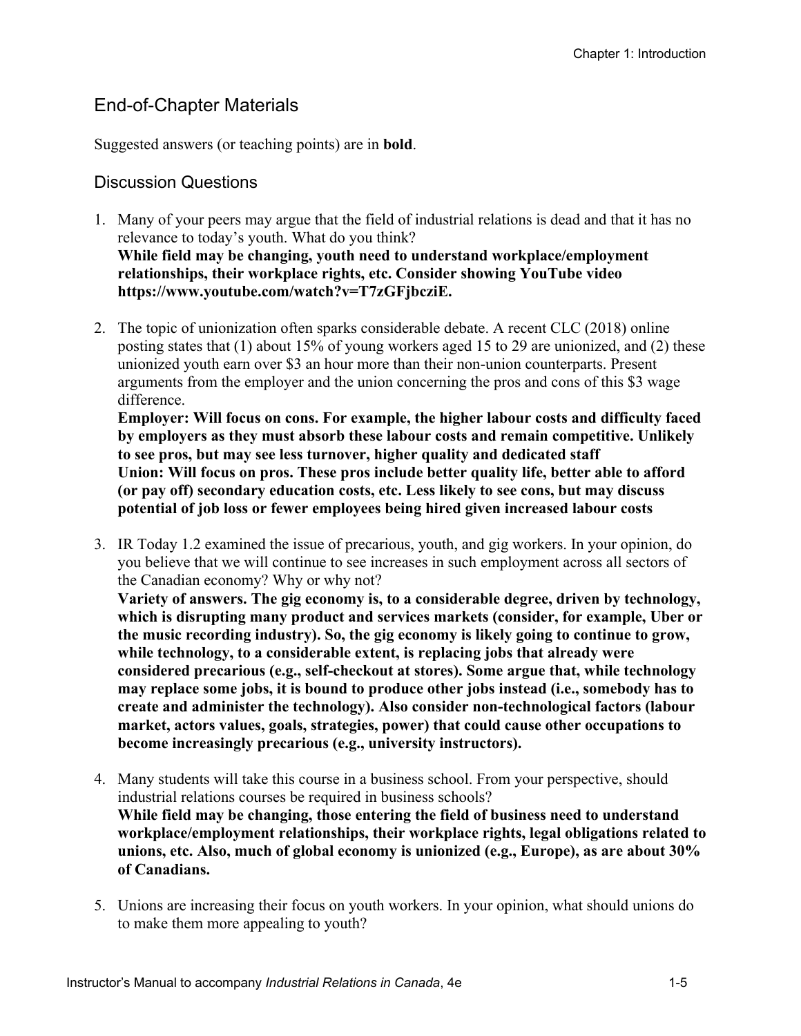## End-of-Chapter Materials

Suggested answers (or teaching points) are in **bold**.

### Discussion Questions

1. Many of your peers may argue that the field of industrial relations is dead and that it has no relevance to today's youth. What do you think?
   **While field may be changing, youth need to understand workplace/employment relationships, their workplace rights, etc. Consider showing YouTube video https://www.youtube.com/watch?v=T7zGFjbcziE.**

2. The topic of unionization often sparks considerable debate. A recent CLC (2018) online posting states that (1) about 15% of young workers aged 15 to 29 are unionized, and (2) these unionized youth earn over $3 an hour more than their non-union counterparts. Present arguments from the employer and the union concerning the pros and cons of this $3 wage difference.
   **Employer: Will focus on cons. For example, the higher labour costs and difficulty faced by employers as they must absorb these labour costs and remain competitive. Unlikely to see pros, but may see less turnover, higher quality and dedicated staff**
   **Union: Will focus on pros. These pros include better quality life, better able to afford (or pay off) secondary education costs, etc. Less likely to see cons, but may discuss potential of job loss or fewer employees being hired given increased labour costs**

3. IR Today 1.2 examined the issue of precarious, youth, and gig workers. In your opinion, do you believe that we will continue to see increases in such employment across all sectors of the Canadian economy? Why or why not?
   **Variety of answers. The gig economy is, to a considerable degree, driven by technology, which is disrupting many product and services markets (consider, for example, Uber or the music recording industry). So, the gig economy is likely going to continue to grow, while technology, to a considerable extent, is replacing jobs that already were considered precarious (e.g., self-checkout at stores). Some argue that, while technology may replace some jobs, it is bound to produce other jobs instead (i.e., somebody has to create and administer the technology). Also consider non-technological factors (labour market, actors values, goals, strategies, power) that could cause other occupations to become increasingly precarious (e.g., university instructors).**

4. Many students will take this course in a business school. From your perspective, should industrial relations courses be required in business schools?
   **While field may be changing, those entering the field of business need to understand workplace/employment relationships, their workplace rights, legal obligations related to unions, etc. Also, much of global economy is unionized (e.g., Europe), as are about 30% of Canadians.**

5. Unions are increasing their focus on youth workers. In your opinion, what should unions do to make them more appealing to youth?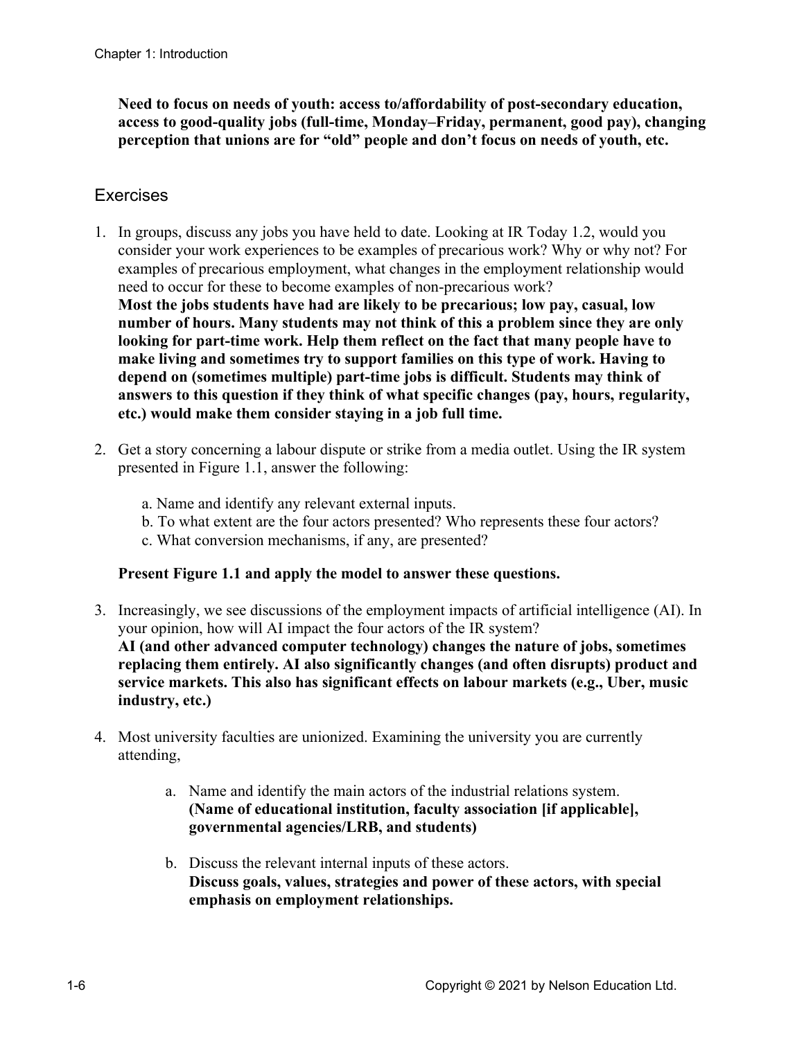**Need to focus on needs of youth: access to/affordability of post-secondary education, access to good-quality jobs (full-time, Monday–Friday, permanent, good pay), changing perception that unions are for "old" people and don't focus on needs of youth, etc.**

## Exercises

1. In groups, discuss any jobs you have held to date. Looking at IR Today 1.2, would you consider your work experiences to be examples of precarious work? Why or why not? For examples of precarious employment, what changes in the employment relationship would need to occur for these to become examples of non-precarious work?
   **Most the jobs students have had are likely to be precarious; low pay, casual, low number of hours. Many students may not think of this a problem since they are only looking for part-time work. Help them reflect on the fact that many people have to make living and sometimes try to support families on this type of work. Having to depend on (sometimes multiple) part-time jobs is difficult. Students may think of answers to this question if they think of what specific changes (pay, hours, regularity, etc.) would make them consider staying in a job full time.**

2. Get a story concerning a labour dispute or strike from a media outlet. Using the IR system presented in Figure 1.1, answer the following:

   a. Name and identify any relevant external inputs.
   b. To what extent are the four actors presented? Who represents these four actors?
   c. What conversion mechanisms, if any, are presented?

   **Present Figure 1.1 and apply the model to answer these questions.**

3. Increasingly, we see discussions of the employment impacts of artificial intelligence (AI). In your opinion, how will AI impact the four actors of the IR system?
   **AI (and other advanced computer technology) changes the nature of jobs, sometimes replacing them entirely. AI also significantly changes (and often disrupts) product and service markets. This also has significant effects on labour markets (e.g., Uber, music industry, etc.)**

4. Most university faculties are unionized. Examining the university you are currently attending,

   a. Name and identify the main actors of the industrial relations system.
      **(Name of educational institution, faculty association [if applicable], governmental agencies/LRB, and students)**

   b. Discuss the relevant internal inputs of these actors.
      **Discuss goals, values, strategies and power of these actors, with special emphasis on employment relationships.**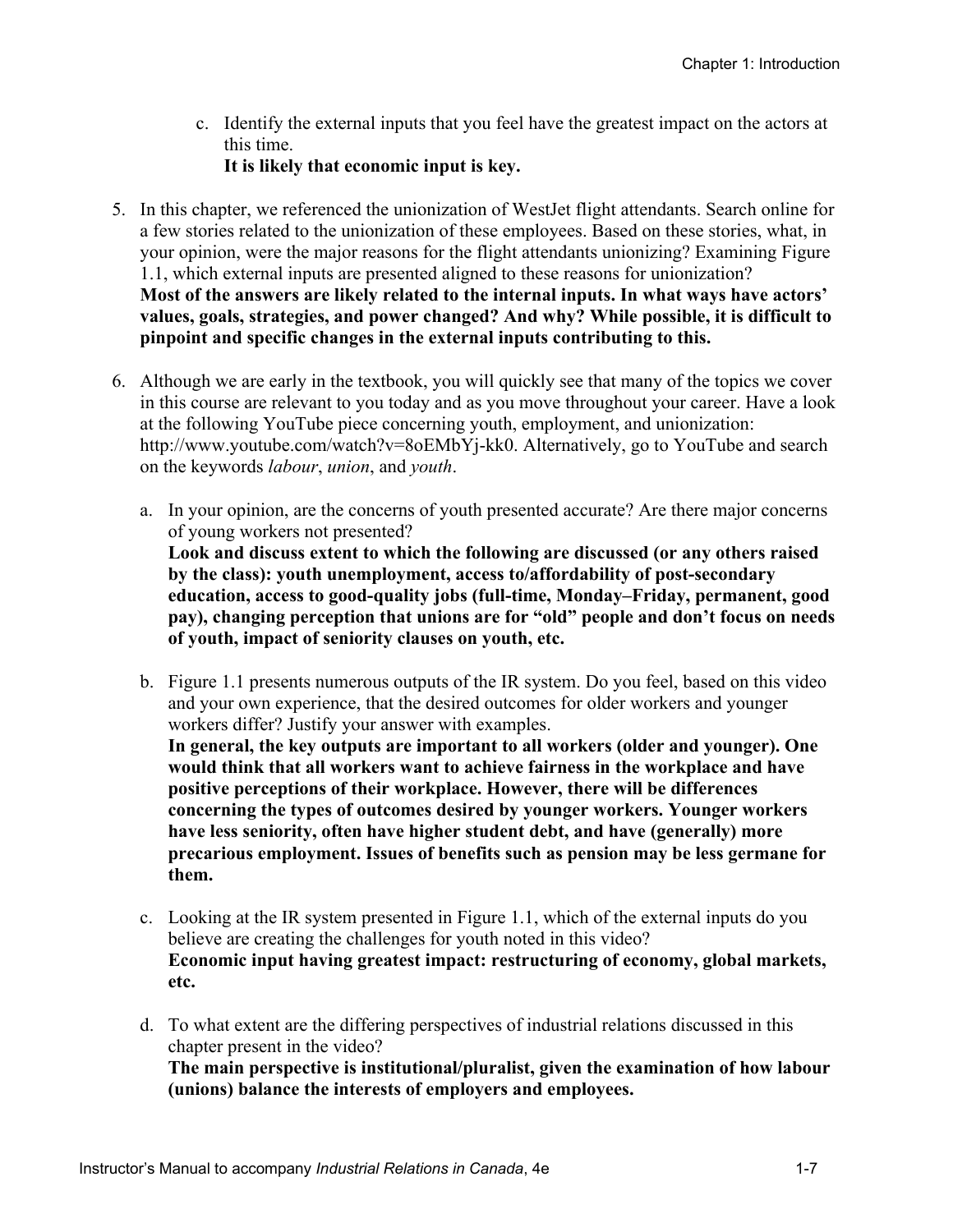c. Identify the external inputs that you feel have the greatest impact on the actors at this time.
   **It is likely that economic input is key.**

5. In this chapter, we referenced the unionization of WestJet flight attendants. Search online for a few stories related to the unionization of these employees. Based on these stories, what, in your opinion, were the major reasons for the flight attendants unionizing? Examining Figure 1.1, which external inputs are presented aligned to these reasons for unionization?
   **Most of the answers are likely related to the internal inputs. In what ways have actors' values, goals, strategies, and power changed? And why? While possible, it is difficult to pinpoint and specific changes in the external inputs contributing to this.**

6. Although we are early in the textbook, you will quickly see that many of the topics we cover in this course are relevant to you today and as you move throughout your career. Have a look at the following YouTube piece concerning youth, employment, and unionization: http://www.youtube.com/watch?v=8oEMbYj-kk0. Alternatively, go to YouTube and search on the keywords *labour*, *union*, and *youth*.

   a. In your opinion, are the concerns of youth presented accurate? Are there major concerns of young workers not presented?
      **Look and discuss extent to which the following are discussed (or any others raised by the class): youth unemployment, access to/affordability of post-secondary education, access to good-quality jobs (full-time, Monday–Friday, permanent, good pay), changing perception that unions are for "old" people and don't focus on needs of youth, impact of seniority clauses on youth, etc.**

   b. Figure 1.1 presents numerous outputs of the IR system. Do you feel, based on this video and your own experience, that the desired outcomes for older workers and younger workers differ? Justify your answer with examples.
      **In general, the key outputs are important to all workers (older and younger). One would think that all workers want to achieve fairness in the workplace and have positive perceptions of their workplace. However, there will be differences concerning the types of outcomes desired by younger workers. Younger workers have less seniority, often have higher student debt, and have (generally) more precarious employment. Issues of benefits such as pension may be less germane for them.**

   c. Looking at the IR system presented in Figure 1.1, which of the external inputs do you believe are creating the challenges for youth noted in this video?
      **Economic input having greatest impact: restructuring of economy, global markets, etc.**

   d. To what extent are the differing perspectives of industrial relations discussed in this chapter present in the video?
      **The main perspective is institutional/pluralist, given the examination of how labour (unions) balance the interests of employers and employees.**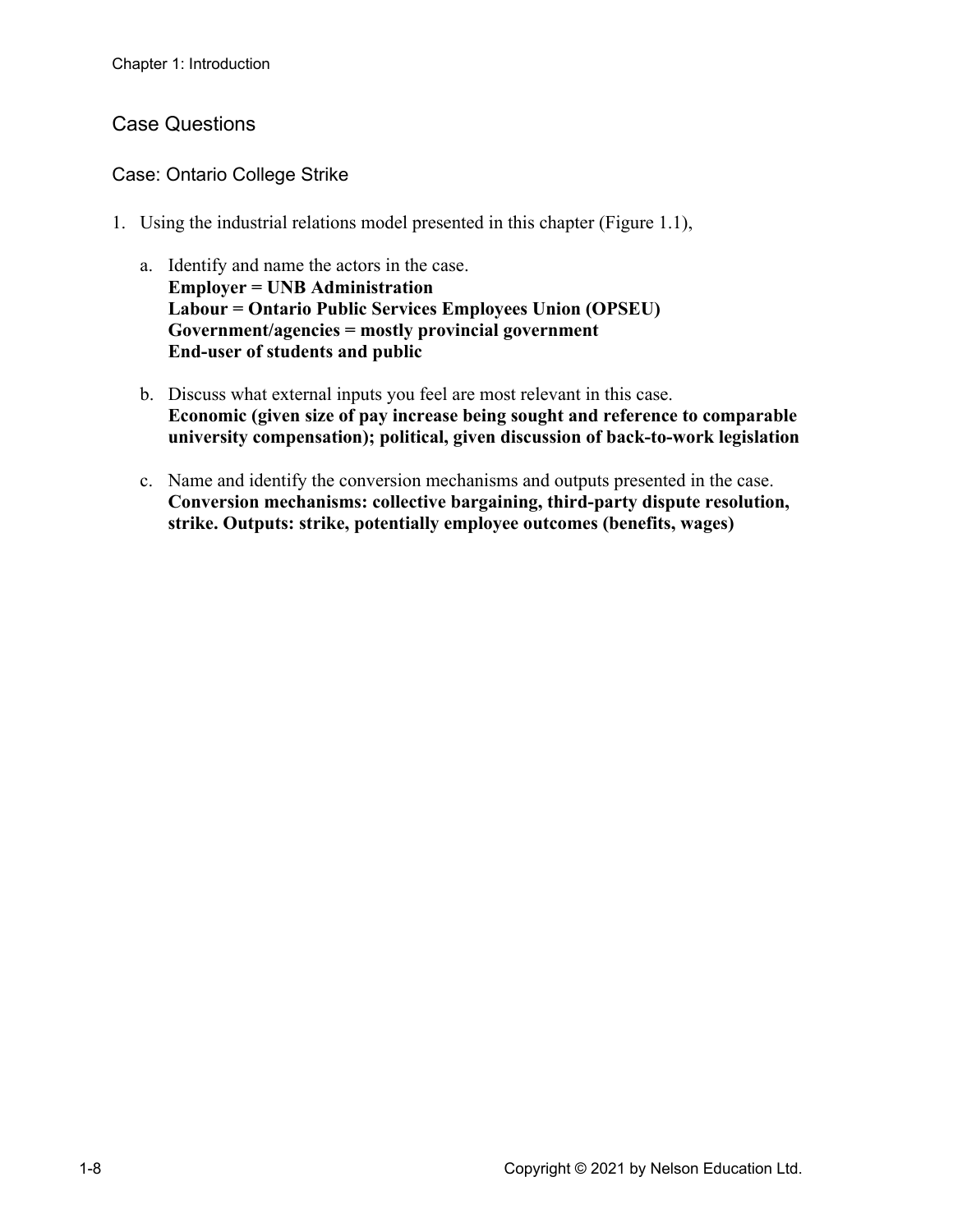## Case Questions

### Case: Ontario College Strike

1. Using the industrial relations model presented in this chapter (Figure 1.1),

   a. Identify and name the actors in the case.
   **Employer = UNB Administration**
   **Labour = Ontario Public Services Employees Union (OPSEU)**
   **Government/agencies = mostly provincial government**
   **End-user of students and public**

   b. Discuss what external inputs you feel are most relevant in this case.
   **Economic (given size of pay increase being sought and reference to comparable university compensation); political, given discussion of back-to-work legislation**

   c. Name and identify the conversion mechanisms and outputs presented in the case.
   **Conversion mechanisms: collective bargaining, third-party dispute resolution, strike. Outputs: strike, potentially employee outcomes (benefits, wages)**